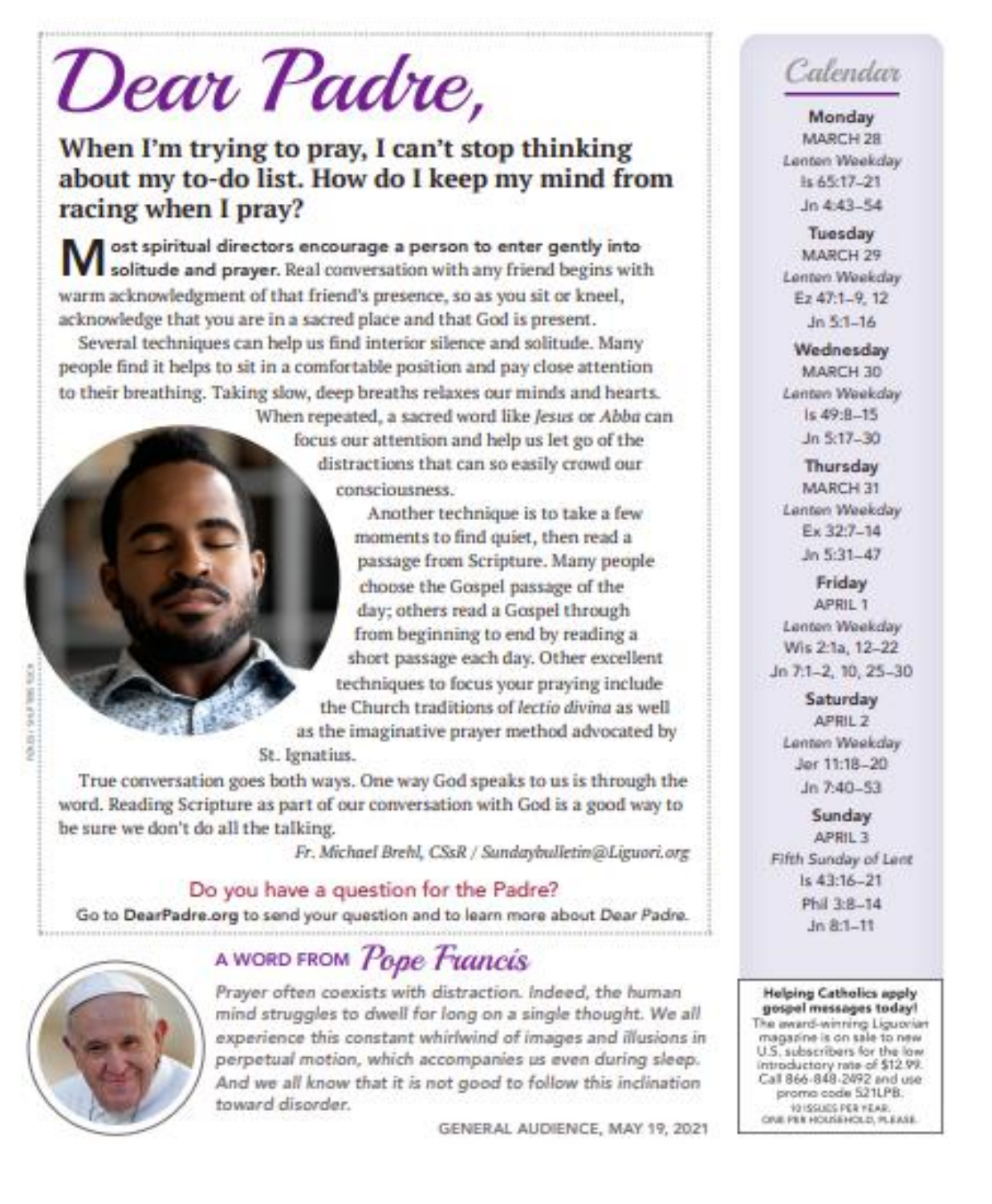# Dear Padre,

## When I'm trying to pray, I can't stop thinking about my to-do list. How do I keep my mind from racing when I pray?

**Most spiritual directors encourage a person to enter gently into solitude and prayer.** Real conversation with any friend begins with warm acknowledgment of that friend's presence, so as you sit or kneel, acknowledge that you are in a sacred place and that God is present.

Several techniques can help us find interior silence and solitude. Many people find it helps to sit in a comfortable position and pay close attention to their breathing. Taking slow, deep breaths relaxes our minds and hearts. When repeated, a sacred word like *Jesus* or *Abba* can focus our attention and help us let go of the distractions that can so easily crowd our consciousness.

Another technique is to take a few moments to find quiet, then read a passage from Scripture. Many people choose the Gospel passage of the day; others read a Gospel through from beginning to end by reading a short passage each day. Other excellent techniques to focus your praying include the Church traditions of *lectio divina* as well as the imaginative prayer method advocated by St. Ignatius.

True conversation goes both ways. One way God speaks to us is through the word. Reading Scripture as part of our conversation with God is a good way to be sure we don't do all the talking.

*Fr. Michael Brehl, CSsR / Sundaybulletin@Liguori.org*

**Do you have a question for the Padre?**

Go to **DearPadre.org** to send your question and to learn more about *Dear Padre*.

## A WORD FROM *Pope Francis*

*Prayer often coexists with distraction. Indeed, the human mind struggles to dwell for long on a single thought. We all experience this constant whirlwind of images and illusions in perpetual motion, which accompanies us even during sleep. And we all know that it is not good to follow this inclination toward disorder.*

GENERAL AUDIENCE, MAY 19, 2021

## Calendar

**Monday**
MARCH 28
*Lenten Weekday*
Is 65:17–21
Jn 4:43–54

**Tuesday**
MARCH 29
*Lenten Weekday*
Ez 47:1–9, 12
Jn 5:1–16

**Wednesday**
MARCH 30
*Lenten Weekday*
Is 49:8–15
Jn 5:17–30

**Thursday**
MARCH 31
*Lenten Weekday*
Ex 32:7–14
Jn 5:31–47

**Friday**
APRIL 1
*Lenten Weekday*
Wis 2:1a, 12–22
Jn 7:1–2, 10, 25–30

**Saturday**
APRIL 2
*Lenten Weekday*
Jer 11:18–20
Jn 7:40–53

**Sunday**
APRIL 3
*Fifth Sunday of Lent*
Is 43:16–21
Phil 3:8–14
Jn 8:1–11

**Helping Catholics apply gospel messages today!**
The award-winning Liguorian magazine is on sale to new U.S. subscribers for the low introductory rate of $12.99. Call 866-848-2492 and use promo code 521LPB.
10 ISSUES PER YEAR.
ONE PER HOUSEHOLD, PLEASE.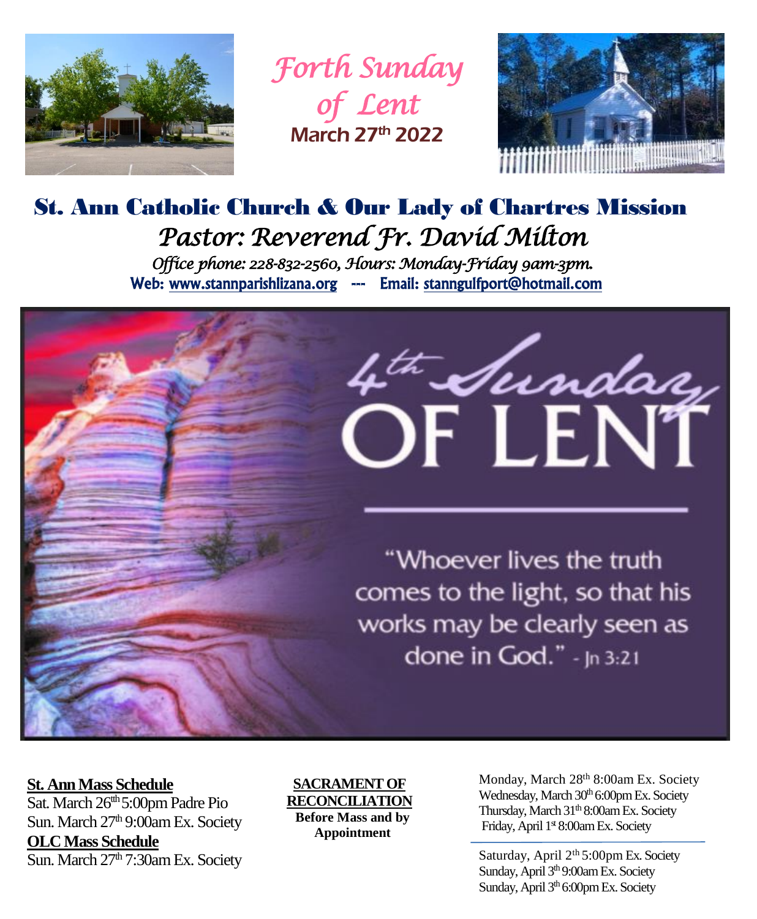# *Forth Sunday of Lent*

**March 27th 2022**

## St. Ann Catholic Church & Our Lady of Chartres Mission

### *Pastor: Reverend Fr. David Milton*

*Office phone: 228-832-2560, Hours: Monday-Friday 9am-3pm.*

**Web: www.stannparishlizana.org --- Email: stanngulfport@hotmail.com**

4th Sunday OF LENT

"Whoever lives the truth comes to the light, so that his works may be clearly seen as done in God." - Jn 3:21

**St. Ann Mass Schedule**

Sat. March 26th 5:00pm Padre Pio

Sun. March 27th 9:00am Ex. Society

**OLC Mass Schedule**

Sun. March 27th 7:30am Ex. Society

**SACRAMENT OF RECONCILIATION**

**Before Mass and by Appointment**

Monday, March 28th 8:00am Ex. Society

Wednesday, March 30th 6:00pm Ex. Society

Thursday, March 31th 8:00am Ex. Society

Friday, April 1st 8:00am Ex. Society

Saturday, April 2th 5:00pm Ex. Society

Sunday, April 3th 9:00am Ex. Society

Sunday, April 3th 6:00pm Ex. Society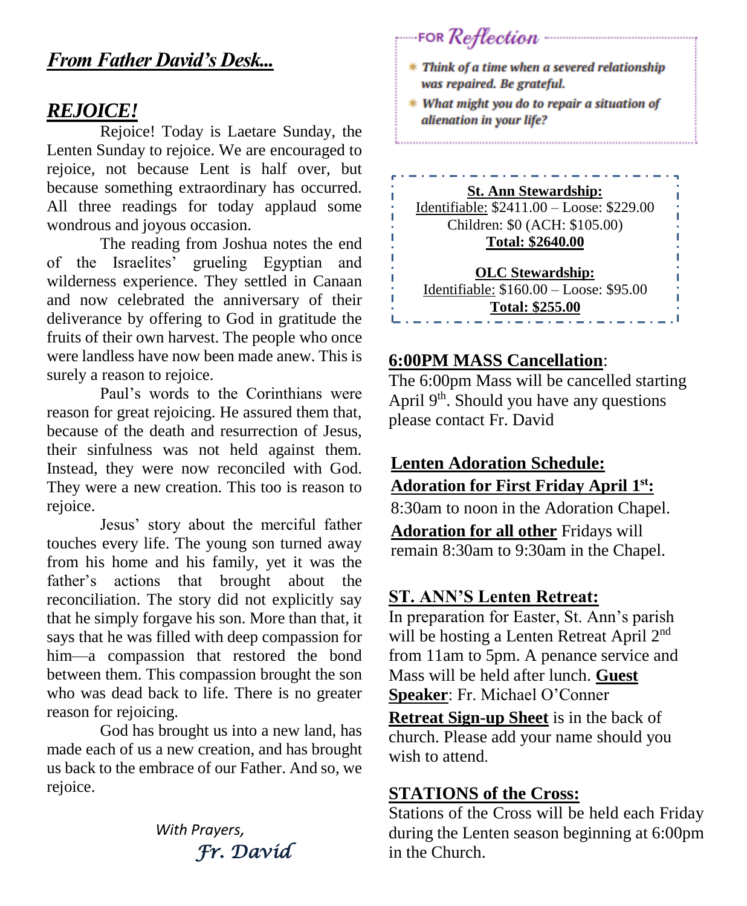## *From Father David's Desk...*

## *REJOICE!*

Rejoice! Today is Laetare Sunday, the Lenten Sunday to rejoice. We are encouraged to rejoice, not because Lent is half over, but because something extraordinary has occurred. All three readings for today applaud some wondrous and joyous occasion.

The reading from Joshua notes the end of the Israelites' grueling Egyptian and wilderness experience. They settled in Canaan and now celebrated the anniversary of their deliverance by offering to God in gratitude the fruits of their own harvest. The people who once were landless have now been made anew. This is surely a reason to rejoice.

Paul's words to the Corinthians were reason for great rejoicing. He assured them that, because of the death and resurrection of Jesus, their sinfulness was not held against them. Instead, they were now reconciled with God. They were a new creation. This too is reason to rejoice.

Jesus' story about the merciful father touches every life. The young son turned away from his home and his family, yet it was the father's actions that brought about the reconciliation. The story did not explicitly say that he simply forgave his son. More than that, it says that he was filled with deep compassion for him—a compassion that restored the bond between them. This compassion brought the son who was dead back to life. There is no greater reason for rejoicing.

God has brought us into a new land, has made each of us a new creation, and has brought us back to the embrace of our Father. And so, we rejoice.

*With Prayers,*

*Fr. David*

### FOR *Reflection*

- ***Think of a time when a severed relationship was repaired. Be grateful.***
- ***What might you do to repair a situation of alienation in your life?***

**St. Ann Stewardship:**
Identifiable: $2411.00 – Loose: $229.00
Children: $0 (ACH: $105.00)
**Total: $2640.00**

**OLC Stewardship:**
Identifiable: $160.00 – Loose: $95.00
**Total: $255.00**

### 6:00PM MASS Cancellation:

The 6:00pm Mass will be cancelled starting April 9th. Should you have any questions please contact Fr. David

### Lenten Adoration Schedule:

**Adoration for First Friday April 1st:**
8:30am to noon in the Adoration Chapel.

**Adoration for all other** Fridays will remain 8:30am to 9:30am in the Chapel.

### ST. ANN'S Lenten Retreat:

In preparation for Easter, St. Ann's parish will be hosting a Lenten Retreat April 2nd from 11am to 5pm. A penance service and Mass will be held after lunch. **Guest Speaker**: Fr. Michael O'Conner

**Retreat Sign-up Sheet** is in the back of church. Please add your name should you wish to attend.

### STATIONS of the Cross:

Stations of the Cross will be held each Friday during the Lenten season beginning at 6:00pm in the Church.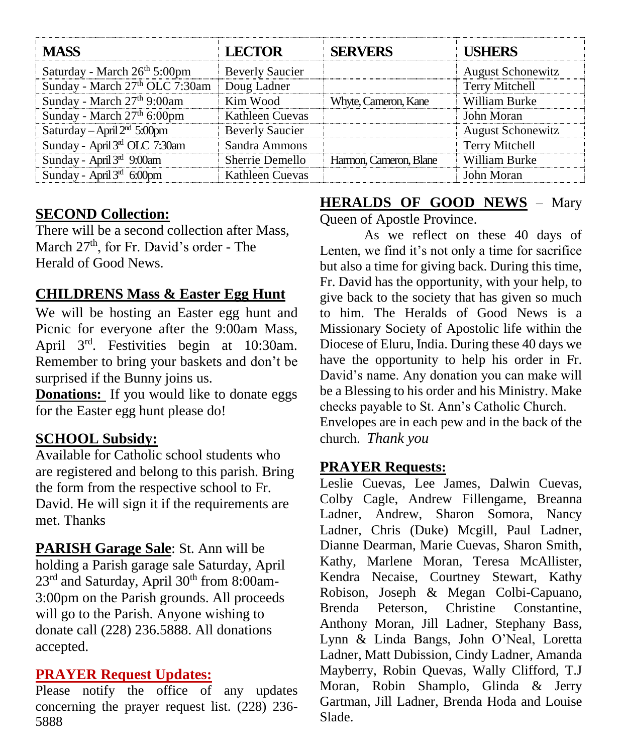| MASS | LECTOR | SERVERS | USHERS |
| --- | --- | --- | --- |
| Saturday - March 26th 5:00pm | Beverly Saucier | | August Schonewitz |
| Sunday - March 27th OLC 7:30am | Doug Ladner | | Terry Mitchell |
| Sunday - March 27th 9:00am | Kim Wood | Whyte, Cameron, Kane | William Burke |
| Sunday - March 27th 6:00pm | Kathleen Cuevas | | John Moran |
| Saturday – April 2nd 5:00pm | Beverly Saucier | | August Schonewitz |
| Sunday - April 3rd OLC 7:30am | Sandra Ammons | | Terry Mitchell |
| Sunday - April 3rd 9:00am | Sherrie Demello | Harmon, Cameron, Blane | William Burke |
| Sunday - April 3rd 6:00pm | Kathleen Cuevas | | John Moran |

**SECOND Collection:**

There will be a second collection after Mass, March 27th, for Fr. David's order - The Herald of Good News.

**CHILDRENS Mass & Easter Egg Hunt**

We will be hosting an Easter egg hunt and Picnic for everyone after the 9:00am Mass, April 3rd. Festivities begin at 10:30am. Remember to bring your baskets and don't be surprised if the Bunny joins us.

**Donations:** If you would like to donate eggs for the Easter egg hunt please do!

**SCHOOL Subsidy:**

Available for Catholic school students who are registered and belong to this parish. Bring the form from the respective school to Fr. David. He will sign it if the requirements are met. Thanks

**PARISH Garage Sale**: St. Ann will be holding a Parish garage sale Saturday, April 23rd and Saturday, April 30th from 8:00am-3:00pm on the Parish grounds. All proceeds will go to the Parish. Anyone wishing to donate call (228) 236.5888. All donations accepted.

**PRAYER Request Updates:**

Please notify the office of any updates concerning the prayer request list. (228) 236-5888

**HERALDS OF GOOD NEWS** – Mary Queen of Apostle Province.

As we reflect on these 40 days of Lentens, we find it's not only a time for sacrifice but also a time for giving back. During this time, Fr. David has the opportunity, with your help, to give back to the society that has given so much to him. The Heralds of Good News is a Missionary Society of Apostolic life within the Diocese of Eluru, India. During these 40 days we have the opportunity to help his order in Fr. David's name. Any donation you can make will be a Blessing to his order and his Ministry. Make checks payable to St. Ann's Catholic Church. Envelopes are in each pew and in the back of the church. *Thank you*

**PRAYER Requests:**

Leslie Cuevas, Lee James, Dalwin Cuevas, Colby Cagle, Andrew Fillengame, Breanna Ladner, Andrew, Sharon Somora, Nancy Ladner, Chris (Duke) Mcgill, Paul Ladner, Dianne Dearman, Marie Cuevas, Sharon Smith, Kathy, Marlene Moran, Teresa McAllister, Kendra Necaise, Courtney Stewart, Kathy Robison, Joseph & Megan Colbi-Capuano, Brenda Peterson, Christine Constantine, Anthony Moran, Jill Ladner, Stephany Bass, Lynn & Linda Bangs, John O'Neal, Loretta Ladner, Matt Dubission, Cindy Ladner, Amanda Mayberry, Robin Quevas, Wally Clifford, T.J Moran, Robin Shamplo, Glinda & Jerry Gartman, Jill Ladner, Brenda Hoda and Louise Slade.